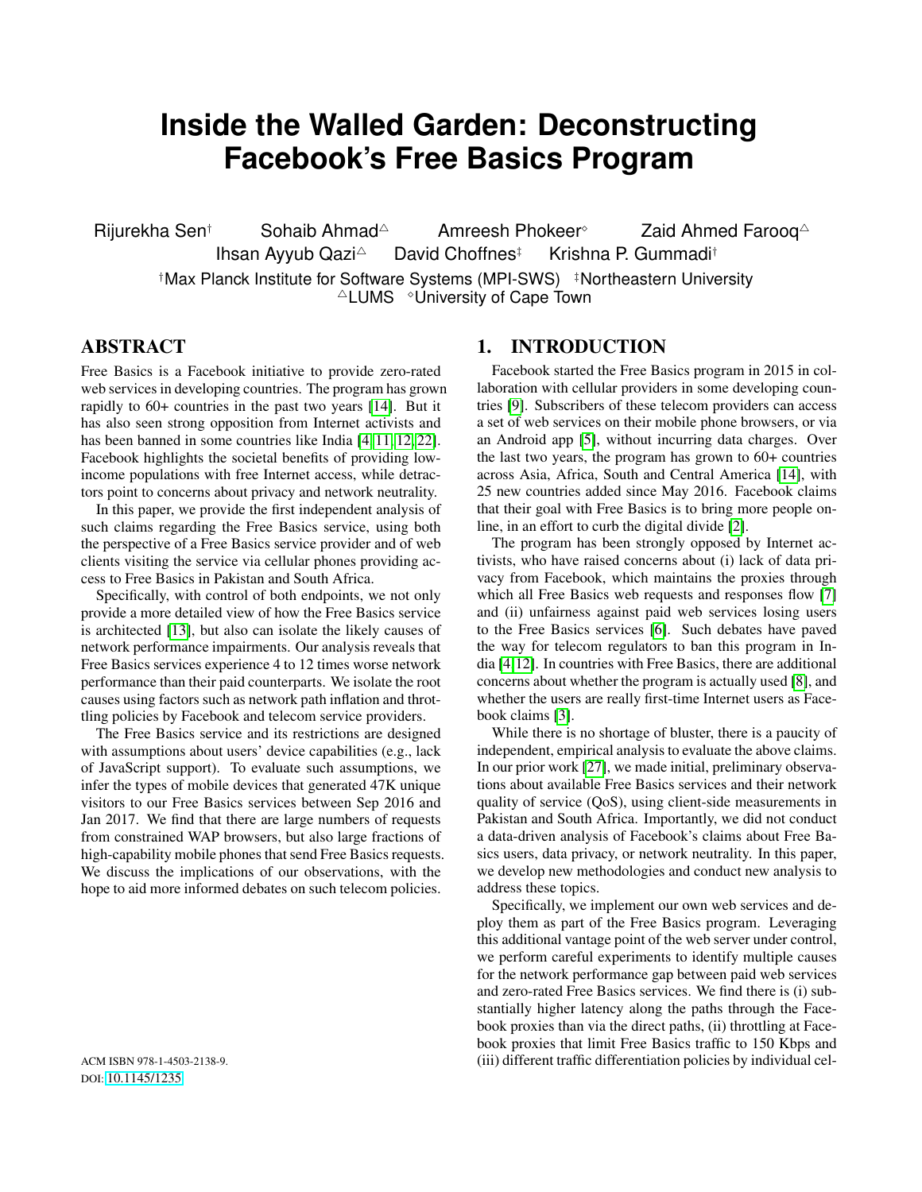# Inside the Walled Garden: Deconstructing Facebook's Free Basics Program

Rijurekha Sen[†] Sohaib Ahmad[△] Amreesh Phokeer[◇] Zaid Ahmed Farooq[△]
Ihsan Ayyub Qazi[△] David Choffnes[‡] Krishna P. Gummadi[†]

[†]Max Planck Institute for Software Systems (MPI-SWS) [‡]Northeastern University
[△]LUMS [◇]University of Cape Town

## ABSTRACT

Free Basics is a Facebook initiative to provide zero-rated web services in developing countries. The program has grown rapidly to 60+ countries in the past two years [14]. But it has also seen strong opposition from Internet activists and has been banned in some countries like India [4,11,12,22]. Facebook highlights the societal benefits of providing low-income populations with free Internet access, while detractors point to concerns about privacy and network neutrality.

In this paper, we provide the first independent analysis of such claims regarding the Free Basics service, using both the perspective of a Free Basics service provider and of web clients visiting the service via cellular phones providing access to Free Basics in Pakistan and South Africa.

Specifically, with control of both endpoints, we not only provide a more detailed view of how the Free Basics service is architected [13], but also can isolate the likely causes of network performance impairments. Our analysis reveals that Free Basics services experience 4 to 12 times worse network performance than their paid counterparts. We isolate the root causes using factors such as network path inflation and throttling policies by Facebook and telecom service providers.

The Free Basics service and its restrictions are designed with assumptions about users' device capabilities (e.g., lack of JavaScript support). To evaluate such assumptions, we infer the types of mobile devices that generated 47K unique visitors to our Free Basics services between Sep 2016 and Jan 2017. We find that there are large numbers of requests from constrained WAP browsers, but also large fractions of high-capability mobile phones that send Free Basics requests. We discuss the implications of our observations, with the hope to aid more informed debates on such telecom policies.

ACM ISBN 978-1-4503-2138-9.
DOI: 10.1145/1235

## 1. INTRODUCTION

Facebook started the Free Basics program in 2015 in collaboration with cellular providers in some developing countries [9]. Subscribers of these telecom providers can access a set of web services on their mobile phone browsers, or via an Android app [5], without incurring data charges. Over the last two years, the program has grown to 60+ countries across Asia, Africa, South and Central America [14], with 25 new countries added since May 2016. Facebook claims that their goal with Free Basics is to bring more people online, in an effort to curb the digital divide [2].

The program has been strongly opposed by Internet activists, who have raised concerns about (i) lack of data privacy from Facebook, which maintains the proxies through which all Free Basics web requests and responses flow [7] and (ii) unfairness against paid web services losing users to the Free Basics services [6]. Such debates have paved the way for telecom regulators to ban this program in India [4,12]. In countries with Free Basics, there are additional concerns about whether the program is actually used [8], and whether the users are really first-time Internet users as Facebook claims [3].

While there is no shortage of bluster, there is a paucity of independent, empirical analysis to evaluate the above claims. In our prior work [27], we made initial, preliminary observations about available Free Basics services and their network quality of service (QoS), using client-side measurements in Pakistan and South Africa. Importantly, we did not conduct a data-driven analysis of Facebook's claims about Free Basics users, data privacy, or network neutrality. In this paper, we develop new methodologies and conduct new analysis to address these topics.

Specifically, we implement our own web services and deploy them as part of the Free Basics program. Leveraging this additional vantage point of the web server under control, we perform careful experiments to identify multiple causes for the network performance gap between paid web services and zero-rated Free Basics services. We find there is (i) substantially higher latency along the paths through the Facebook proxies than via the direct paths, (ii) throttling at Facebook proxies that limit Free Basics traffic to 150 Kbps and (iii) different traffic differentiation policies by individual cel-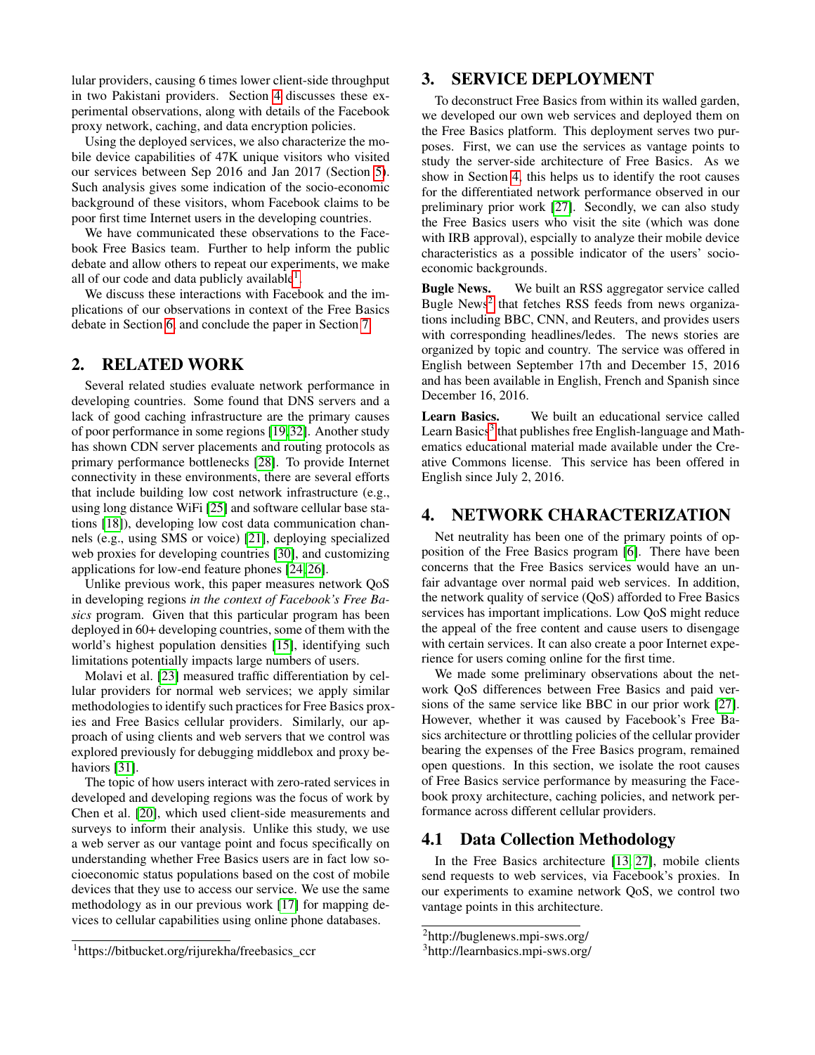lular providers, causing 6 times lower client-side throughput in two Pakistani providers. Section 4 discusses these experimental observations, along with details of the Facebook proxy network, caching, and data encryption policies.

Using the deployed services, we also characterize the mobile device capabilities of 47K unique visitors who visited our services between Sep 2016 and Jan 2017 (Section 5). Such analysis gives some indication of the socio-economic background of these visitors, whom Facebook claims to be poor first time Internet users in the developing countries.

We have communicated these observations to the Facebook Free Basics team. Further to help inform the public debate and allow others to repeat our experiments, we make all of our code and data publicly available[1].

We discuss these interactions with Facebook and the implications of our observations in context of the Free Basics debate in Section 6, and conclude the paper in Section 7.

## 2. RELATED WORK

Several related studies evaluate network performance in developing countries. Some found that DNS servers and a lack of good caching infrastructure are the primary causes of poor performance in some regions [19,32]. Another study has shown CDN server placements and routing protocols as primary performance bottlenecks [28]. To provide Internet connectivity in these environments, there are several efforts that include building low cost network infrastructure (e.g., using long distance WiFi [25] and software cellular base stations [18]), developing low cost data communication channels (e.g., using SMS or voice) [21], deploying specialized web proxies for developing countries [30], and customizing applications for low-end feature phones [24,26].

Unlike previous work, this paper measures network QoS in developing regions *in the context of Facebook's Free Basics* program. Given that this particular program has been deployed in 60+ developing countries, some of them with the world's highest population densities [15], identifying such limitations potentially impacts large numbers of users.

Molavi et al. [23] measured traffic differentiation by cellular providers for normal web services; we apply similar methodologies to identify such practices for Free Basics proxies and Free Basics cellular providers. Similarly, our approach of using clients and web servers that we control was explored previously for debugging middlebox and proxy behaviors [31].

The topic of how users interact with zero-rated services in developed and developing regions was the focus of work by Chen et al. [20], which used client-side measurements and surveys to inform their analysis. Unlike this study, we use a web server as our vantage point and focus specifically on understanding whether Free Basics users are in fact low socioeconomic status populations based on the cost of mobile devices that they use to access our service. We use the same methodology as in our previous work [17] for mapping devices to cellular capabilities using online phone databases.

## 3. SERVICE DEPLOYMENT

To deconstruct Free Basics from within its walled garden, we developed our own web services and deployed them on the Free Basics platform. This deployment serves two purposes. First, we can use the services as vantage points to study the server-side architecture of Free Basics. As we show in Section 4, this helps us to identify the root causes for the differentiated network performance observed in our preliminary prior work [27]. Secondly, we can also study the Free Basics users who visit the site (which was done with IRB approval), espcially to analyze their mobile device characteristics as a possible indicator of the users' socio-economic backgrounds.

**Bugle News.** We built an RSS aggregator service called Bugle News[2] that fetches RSS feeds from news organizations including BBC, CNN, and Reuters, and provides users with corresponding headlines/ledes. The news stories are organized by topic and country. The service was offered in English between September 17th and December 15, 2016 and has been available in English, French and Spanish since December 16, 2016.

**Learn Basics.** We built an educational service called Learn Basics[3] that publishes free English-language and Mathematics educational material made available under the Creative Commons license. This service has been offered in English since July 2, 2016.

## 4. NETWORK CHARACTERIZATION

Net neutrality has been one of the primary points of opposition of the Free Basics program [6]. There have been concerns that the Free Basics services would have an unfair advantage over normal paid web services. In addition, the network quality of service (QoS) afforded to Free Basics services has important implications. Low QoS might reduce the appeal of the free content and cause users to disengage with certain services. It can also create a poor Internet experience for users coming online for the first time.

We made some preliminary observations about the network QoS differences between Free Basics and paid versions of the same service like BBC in our prior work [27]. However, whether it was caused by Facebook's Free Basics architecture or throttling policies of the cellular provider bearing the expenses of the Free Basics program, remained open questions. In this section, we isolate the root causes of Free Basics service performance by measuring the Facebook proxy architecture, caching policies, and network performance across different cellular providers.

### 4.1 Data Collection Methodology

In the Free Basics architecture [13, 27], mobile clients send requests to web services, via Facebook's proxies. In our experiments to examine network QoS, we control two vantage points in this architecture.

[1] https://bitbucket.org/rijurekha/freebasics_ccr

[2] http://buglenews.mpi-sws.org/

[3] http://learnbasics.mpi-sws.org/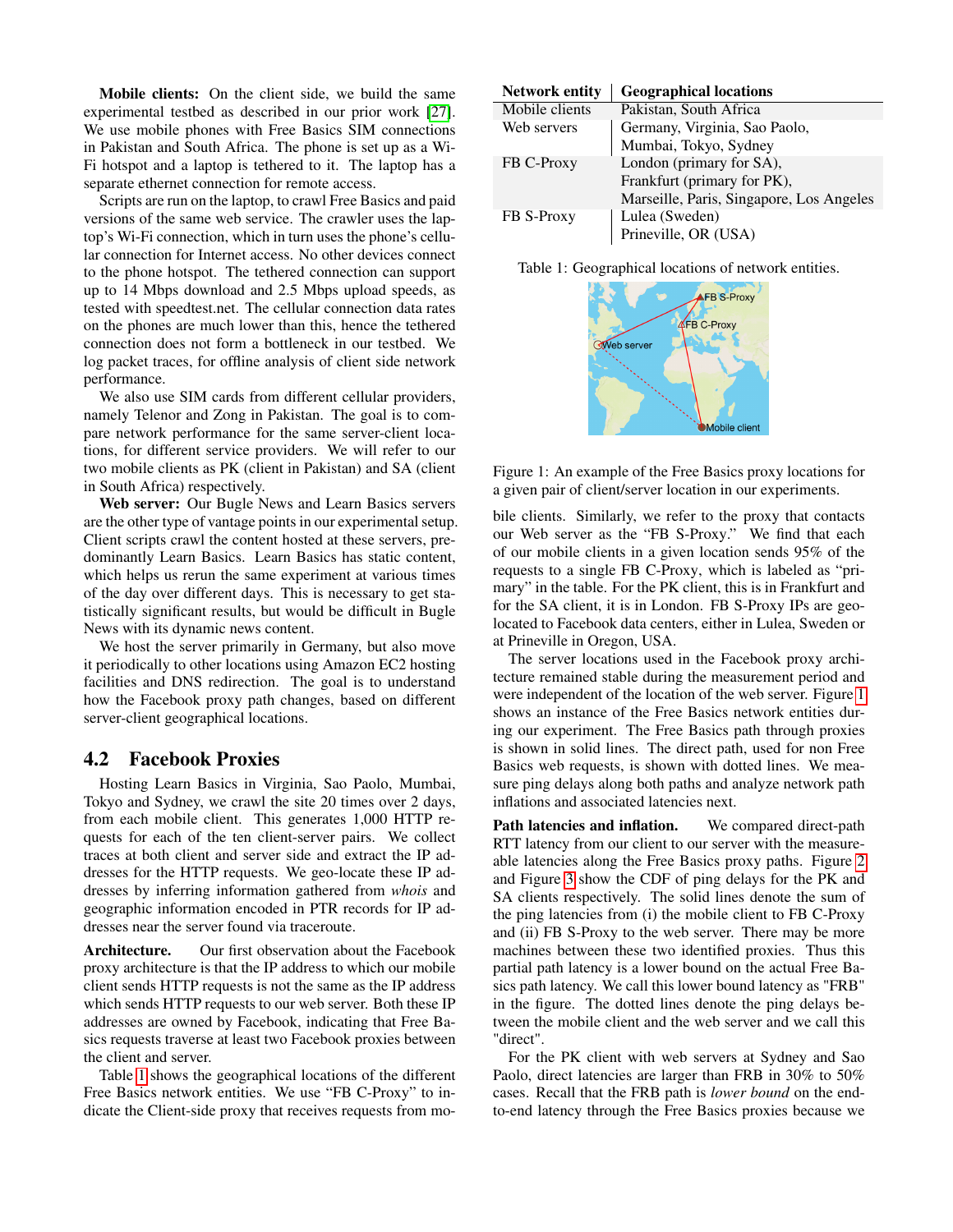**Mobile clients:** On the client side, we build the same experimental testbed as described in our prior work [27]. We use mobile phones with Free Basics SIM connections in Pakistan and South Africa. The phone is set up as a Wi-Fi hotspot and a laptop is tethered to it. The laptop has a separate ethernet connection for remote access.

Scripts are run on the laptop, to crawl Free Basics and paid versions of the same web service. The crawler uses the laptop's Wi-Fi connection, which in turn uses the phone's cellular connection for Internet access. No other devices connect to the phone hotspot. The tethered connection can support up to 14 Mbps download and 2.5 Mbps upload speeds, as tested with speedtest.net. The cellular connection data rates on the phones are much lower than this, hence the tethered connection does not form a bottleneck in our testbed. We log packet traces, for offline analysis of client side network performance.

We also use SIM cards from different cellular providers, namely Telenor and Zong in Pakistan. The goal is to compare network performance for the same server-client locations, for different service providers. We will refer to our two mobile clients as PK (client in Pakistan) and SA (client in South Africa) respectively.

**Web server:** Our Bugle News and Learn Basics servers are the other type of vantage points in our experimental setup. Client scripts crawl the content hosted at these servers, predominantly Learn Basics. Learn Basics has static content, which helps us rerun the same experiment at various times of the day over different days. This is necessary to get statistically significant results, but would be difficult in Bugle News with its dynamic news content.

We host the server primarily in Germany, but also move it periodically to other locations using Amazon EC2 hosting facilities and DNS redirection. The goal is to understand how the Facebook proxy path changes, based on different server-client geographical locations.

## 4.2 Facebook Proxies

Hosting Learn Basics in Virginia, Sao Paolo, Mumbai, Tokyo and Sydney, we crawl the site 20 times over 2 days, from each mobile client. This generates 1,000 HTTP requests for each of the ten client-server pairs. We collect traces at both client and server side and extract the IP addresses for the HTTP requests. We geo-locate these IP addresses by inferring information gathered from *whois* and geographic information encoded in PTR records for IP addresses near the server found via traceroute.

**Architecture.** Our first observation about the Facebook proxy architecture is that the IP address to which our mobile client sends HTTP requests is not the same as the IP address which sends HTTP requests to our web server. Both these IP addresses are owned by Facebook, indicating that Free Basics requests traverse at least two Facebook proxies between the client and server.

Table 1 shows the geographical locations of the different Free Basics network entities. We use "FB C-Proxy" to indicate the Client-side proxy that receives requests from mobile clients. Similarly, we refer to the proxy that contacts our Web server as the "FB S-Proxy." We find that each of our mobile clients in a given location sends 95% of the requests to a single FB C-Proxy, which is labeled as "primary" in the table. For the PK client, this is in Frankfurt and for the SA client, it is in London. FB S-Proxy IPs are geo-located to Facebook data centers, either in Lulea, Sweden or at Prineville in Oregon, USA.

| Network entity | Geographical locations |
|---|---|
| Mobile clients | Pakistan, South Africa |
| Web servers | Germany, Virginia, Sao Paolo, Mumbai, Tokyo, Sydney |
| FB C-Proxy | London (primary for SA), Frankfurt (primary for PK), Marseille, Paris, Singapore, Los Angeles |
| FB S-Proxy | Lulea (Sweden) Prineville, OR (USA) |

Table 1: Geographical locations of network entities.

Figure 1: An example of the Free Basics proxy locations for a given pair of client/server location in our experiments.

The server locations used in the Facebook proxy architecture remained stable during the measurement period and were independent of the location of the web server. Figure 1 shows an instance of the Free Basics network entities during our experiment. The Free Basics path through proxies is shown in solid lines. The direct path, used for non Free Basics web requests, is shown with dotted lines. We measure ping delays along both paths and analyze network path inflations and associated latencies next.

**Path latencies and inflation.** We compared direct-path RTT latency from our client to our server with the measureable latencies along the Free Basics proxy paths. Figure 2 and Figure 3 show the CDF of ping delays for the PK and SA clients respectively. The solid lines denote the sum of the ping latencies from (i) the mobile client to FB C-Proxy and (ii) FB S-Proxy to the web server. There may be more machines between these two identified proxies. Thus this partial path latency is a lower bound on the actual Free Basics path latency. We call this lower bound latency as "FRB" in the figure. The dotted lines denote the ping delays between the mobile client and the web server and we call this "direct".

For the PK client with web servers at Sydney and Sao Paolo, direct latencies are larger than FRB in 30% to 50% cases. Recall that the FRB path is *lower bound* on the end-to-end latency through the Free Basics proxies because we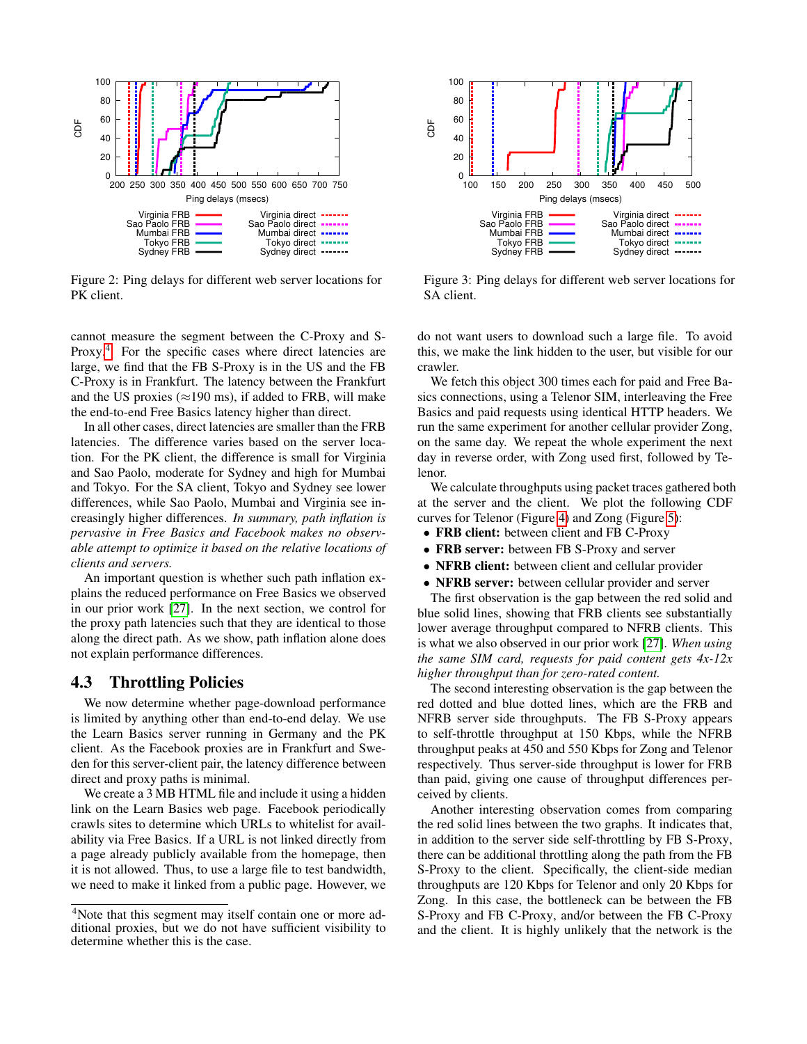Figure 2: Ping delays for different web server locations for PK client.

Figure 3: Ping delays for different web server locations for SA client.

cannot measure the segment between the C-Proxy and S-Proxy.[4] For the specific cases where direct latencies are large, we find that the FB S-Proxy is in the US and the FB C-Proxy is in Frankfurt. The latency between the Frankfurt and the US proxies (≈190 ms), if added to FRB, will make the end-to-end Free Basics latency higher than direct.

In all other cases, direct latencies are smaller than the FRB latencies. The difference varies based on the server location. For the PK client, the difference is small for Virginia and Sao Paolo, moderate for Sydney and high for Mumbai and Tokyo. For the SA client, Tokyo and Sydney see lower differences, while Sao Paolo, Mumbai and Virginia see increasingly higher differences. *In summary, path inflation is pervasive in Free Basics and Facebook makes no observable attempt to optimize it based on the relative locations of clients and servers.*

An important question is whether such path inflation explains the reduced performance on Free Basics we observed in our prior work [27]. In the next section, we control for the proxy path latencies such that they are identical to those along the direct path. As we show, path inflation alone does not explain performance differences.

## 4.3 Throttling Policies

We now determine whether page-download performance is limited by anything other than end-to-end delay. We use the Learn Basics server running in Germany and the PK client. As the Facebook proxies are in Frankfurt and Sweden for this server-client pair, the latency difference between direct and proxy paths is minimal.

We create a 3 MB HTML file and include it using a hidden link on the Learn Basics web page. Facebook periodically crawls sites to determine which URLs to whitelist for availability via Free Basics. If a URL is not linked directly from a page already publicly available from the homepage, then it is not allowed. Thus, to use a large file to test bandwidth, we need to make it linked from a public page. However, we do not want users to download such a large file. To avoid this, we make the link hidden to the user, but visible for our crawler.

We fetch this object 300 times each for paid and Free Basics connections, using a Telenor SIM, interleaving the Free Basics and paid requests using identical HTTP headers. We run the same experiment for another cellular provider Zong, on the same day. We repeat the whole experiment the next day in reverse order, with Zong used first, followed by Telenor.

We calculate throughputs using packet traces gathered both at the server and the client. We plot the following CDF curves for Telenor (Figure 4) and Zong (Figure 5):

- **FRB client:** between client and FB C-Proxy
- **FRB server:** between FB S-Proxy and server
- **NFRB client:** between client and cellular provider
- **NFRB server:** between cellular provider and server

The first observation is the gap between the red solid and blue solid lines, showing that FRB clients see substantially lower average throughput compared to NFRB clients. This is what we also observed in our prior work [27]. *When using the same SIM card, requests for paid content gets 4x-12x higher throughput than for zero-rated content.*

The second interesting observation is the gap between the red dotted and blue dotted lines, which are the FRB and NFRB server side throughputs. The FB S-Proxy appears to self-throttle throughput at 150 Kbps, while the NFRB throughput peaks at 450 and 550 Kbps for Zong and Telenor respectively. Thus server-side throughput is lower for FRB than paid, giving one cause of throughput differences perceived by clients.

Another interesting observation comes from comparing the red solid lines between the two graphs. It indicates that, in addition to the server side self-throttling by FB S-Proxy, there can be additional throttling along the path from the FB S-Proxy to the client. Specifically, the client-side median throughputs are 120 Kbps for Telenor and only 20 Kbps for Zong. In this case, the bottleneck can be between the FB S-Proxy and FB C-Proxy, and/or between the FB C-Proxy and the client. It is highly unlikely that the network is the

[4] Note that this segment may itself contain one or more additional proxies, but we do not have sufficient visibility to determine whether this is the case.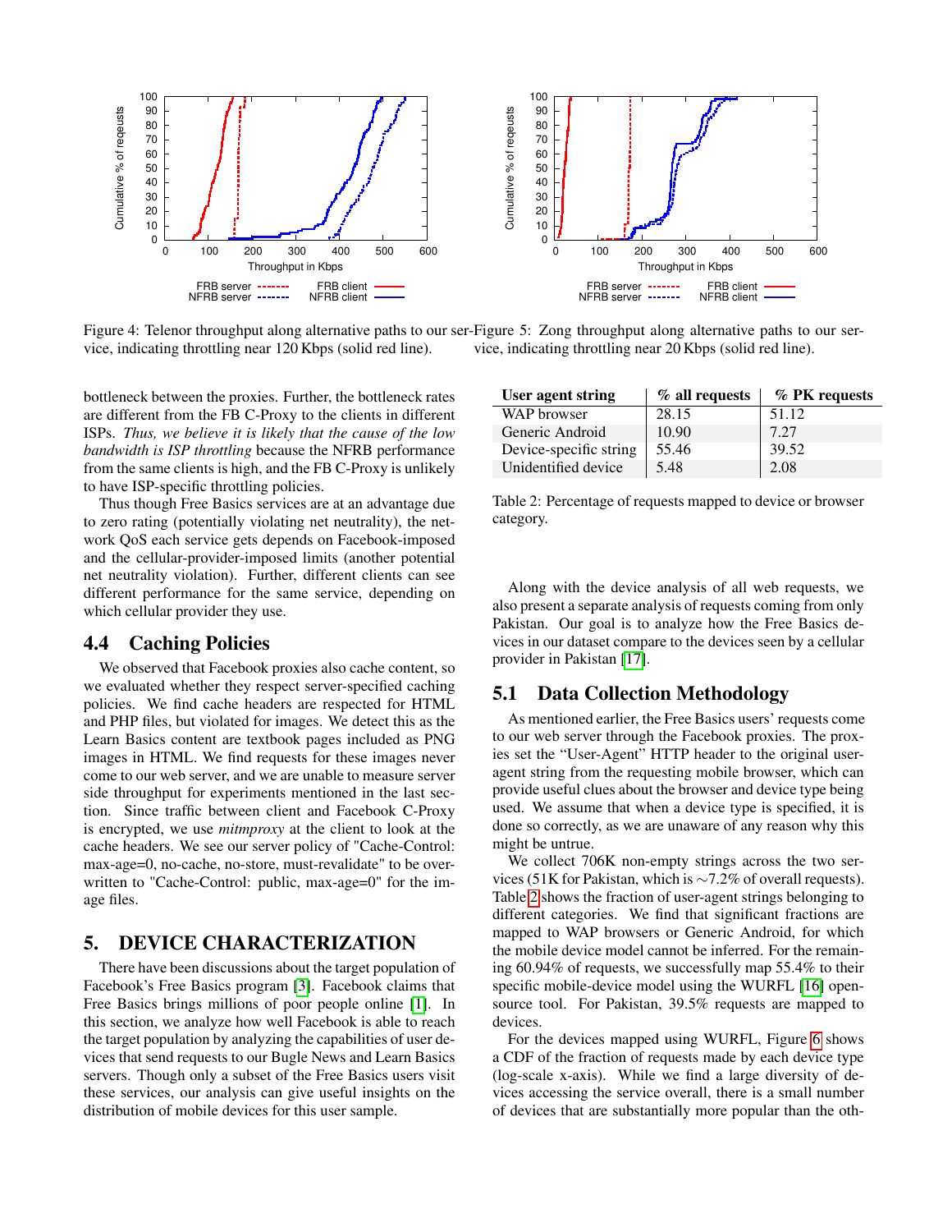Figure 4: Telenor throughput along alternative paths to our service, indicating throttling near 120 Kbps (solid red line).

Figure 5: Zong throughput along alternative paths to our service, indicating throttling near 20 Kbps (solid red line).

bottleneck between the proxies. Further, the bottleneck rates are different from the FB C-Proxy to the clients in different ISPs. *Thus, we believe it is likely that the cause of the low bandwidth is ISP throttling* because the NFRB performance from the same clients is high, and the FB C-Proxy is unlikely to have ISP-specific throttling policies.

Thus though Free Basics services are at an advantage due to zero rating (potentially violating net neutrality), the network QoS each service gets depends on Facebook-imposed and the cellular-provider-imposed limits (another potential net neutrality violation). Further, different clients can see different performance for the same service, depending on which cellular provider they use.

## 4.4 Caching Policies

We observed that Facebook proxies also cache content, so we evaluated whether they respect server-specified caching policies. We find cache headers are respected for HTML and PHP files, but violated for images. We detect this as the Learn Basics content are textbook pages included as PNG images in HTML. We find requests for these images never come to our web server, and we are unable to measure server side throughput for experiments mentioned in the last section. Since traffic between client and Facebook C-Proxy is encrypted, we use *mitmproxy* at the client to look at the cache headers. We see our server policy of "Cache-Control: max-age=0, no-cache, no-store, must-revalidate" to be overwritten to "Cache-Control: public, max-age=0" for the image files.

# 5. DEVICE CHARACTERIZATION

There have been discussions about the target population of Facebook's Free Basics program [3]. Facebook claims that Free Basics brings millions of poor people online [1]. In this section, we analyze how well Facebook is able to reach the target population by analyzing the capabilities of user devices that send requests to our Bugle News and Learn Basics servers. Though only a subset of the Free Basics users visit these services, our analysis can give useful insights on the distribution of mobile devices for this user sample.

| User agent string | % all requests | % PK requests |
|---|---|---|
| WAP browser | 28.15 | 51.12 |
| Generic Android | 10.90 | 7.27 |
| Device-specific string | 55.46 | 39.52 |
| Unidentified device | 5.48 | 2.08 |

Table 2: Percentage of requests mapped to device or browser category.

Along with the device analysis of all web requests, we also present a separate analysis of requests coming from only Pakistan. Our goal is to analyze how the Free Basics devices in our dataset compare to the devices seen by a cellular provider in Pakistan [17].

## 5.1 Data Collection Methodology

As mentioned earlier, the Free Basics users' requests come to our web server through the Facebook proxies. The proxies set the "User-Agent" HTTP header to the original user-agent string from the requesting mobile browser, which can provide useful clues about the browser and device type being used. We assume that when a device type is specified, it is done so correctly, as we are unaware of any reason why this might be untrue.

We collect 706K non-empty strings across the two services (51K for Pakistan, which is ~7.2% of overall requests). Table 2 shows the fraction of user-agent strings belonging to different categories. We find that significant fractions are mapped to WAP browsers or Generic Android, for which the mobile device model cannot be inferred. For the remaining 60.94% of requests, we successfully map 55.4% to their specific mobile-device model using the WURFL [16] open-source tool. For Pakistan, 39.5% requests are mapped to devices.

For the devices mapped using WURFL, Figure 6 shows a CDF of the fraction of requests made by each device type (log-scale x-axis). While we find a large diversity of devices accessing the service overall, there is a small number of devices that are substantially more popular than the oth-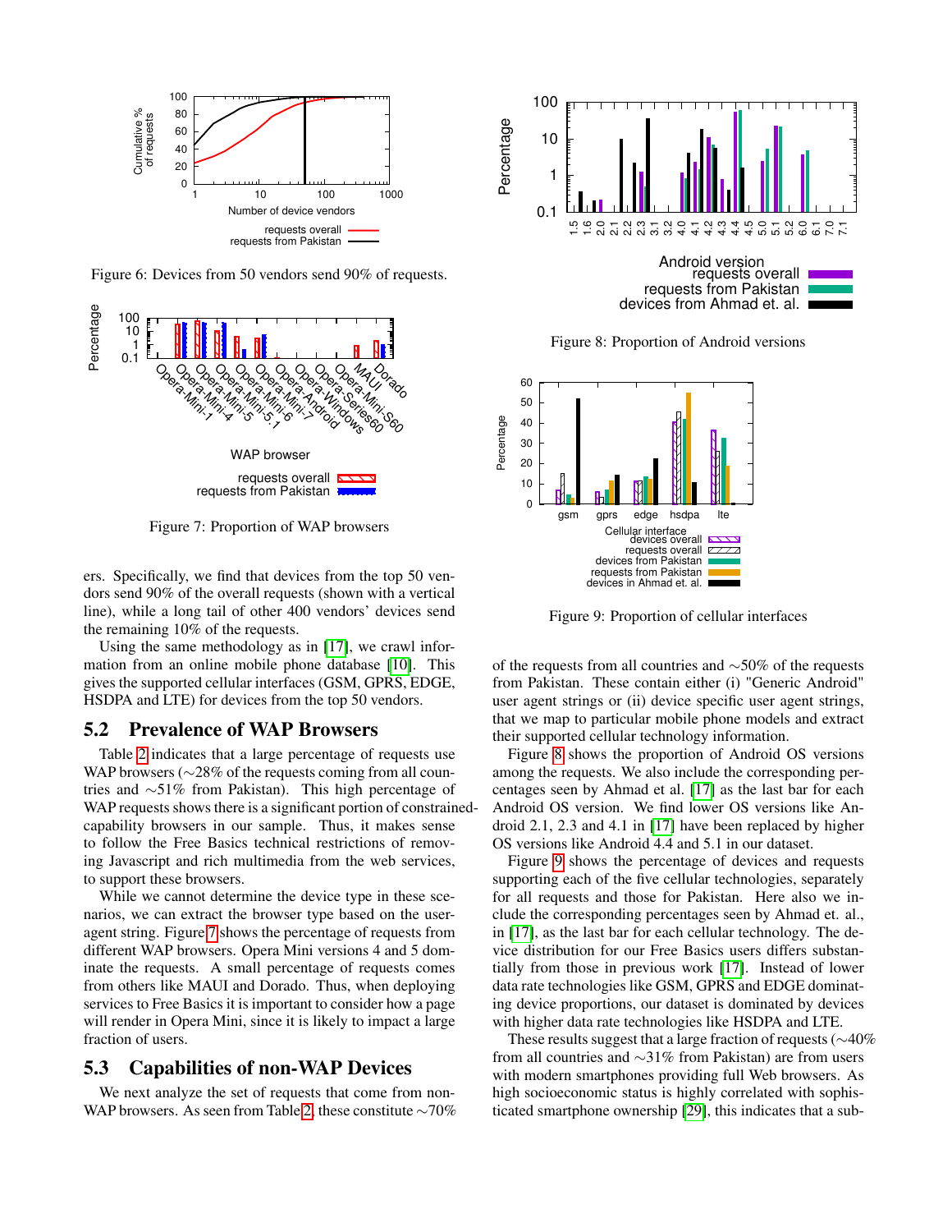Figure 6: Devices from 50 vendors send 90% of requests.

Figure 7: Proportion of WAP browsers

ers. Specifically, we find that devices from the top 50 vendors send 90% of the overall requests (shown with a vertical line), while a long tail of other 400 vendors' devices send the remaining 10% of the requests.

Using the same methodology as in [17], we crawl information from an online mobile phone database [10]. This gives the supported cellular interfaces (GSM, GPRS, EDGE, HSDPA and LTE) for devices from the top 50 vendors.

## 5.2 Prevalence of WAP Browsers

Table 2 indicates that a large percentage of requests use WAP browsers (∼28% of the requests coming from all countries and ∼51% from Pakistan). This high percentage of WAP requests shows there is a significant portion of constrained-capability browsers in our sample. Thus, it makes sense to follow the Free Basics technical restrictions of removing Javascript and rich multimedia from the web services, to support these browsers.

While we cannot determine the device type in these scenarios, we can extract the browser type based on the user-agent string. Figure 7 shows the percentage of requests from different WAP browsers. Opera Mini versions 4 and 5 dominate the requests. A small percentage of requests comes from others like MAUI and Dorado. Thus, when deploying services to Free Basics it is important to consider how a page will render in Opera Mini, since it is likely to impact a large fraction of users.

## 5.3 Capabilities of non-WAP Devices

We next analyze the set of requests that come from non-WAP browsers. As seen from Table 2, these constitute ∼70% of the requests from all countries and ∼50% of the requests from Pakistan. These contain either (i) "Generic Android" user agent strings or (ii) device specific user agent strings, that we map to particular mobile phone models and extract their supported cellular technology information.

Figure 8: Proportion of Android versions

Figure 9: Proportion of cellular interfaces

Figure 8 shows the proportion of Android OS versions among the requests. We also include the corresponding percentages seen by Ahmad et al. [17] as the last bar for each Android OS version. We find lower OS versions like Android 2.1, 2.3 and 4.1 in [17] have been replaced by higher OS versions like Android 4.4 and 5.1 in our dataset.

Figure 9 shows the percentage of devices and requests supporting each of the five cellular technologies, separately for all requests and those for Pakistan. Here also we include the corresponding percentages seen by Ahmad et. al., in [17], as the last bar for each cellular technology. The device distribution for our Free Basics users differs substantially from those in previous work [17]. Instead of lower data rate technologies like GSM, GPRS and EDGE dominating device proportions, our dataset is dominated by devices with higher data rate technologies like HSDPA and LTE.

These results suggest that a large fraction of requests (∼40% from all countries and ∼31% from Pakistan) are from users with modern smartphones providing full Web browsers. As high socioeconomic status is highly correlated with sophisticated smartphone ownership [29], this indicates that a sub-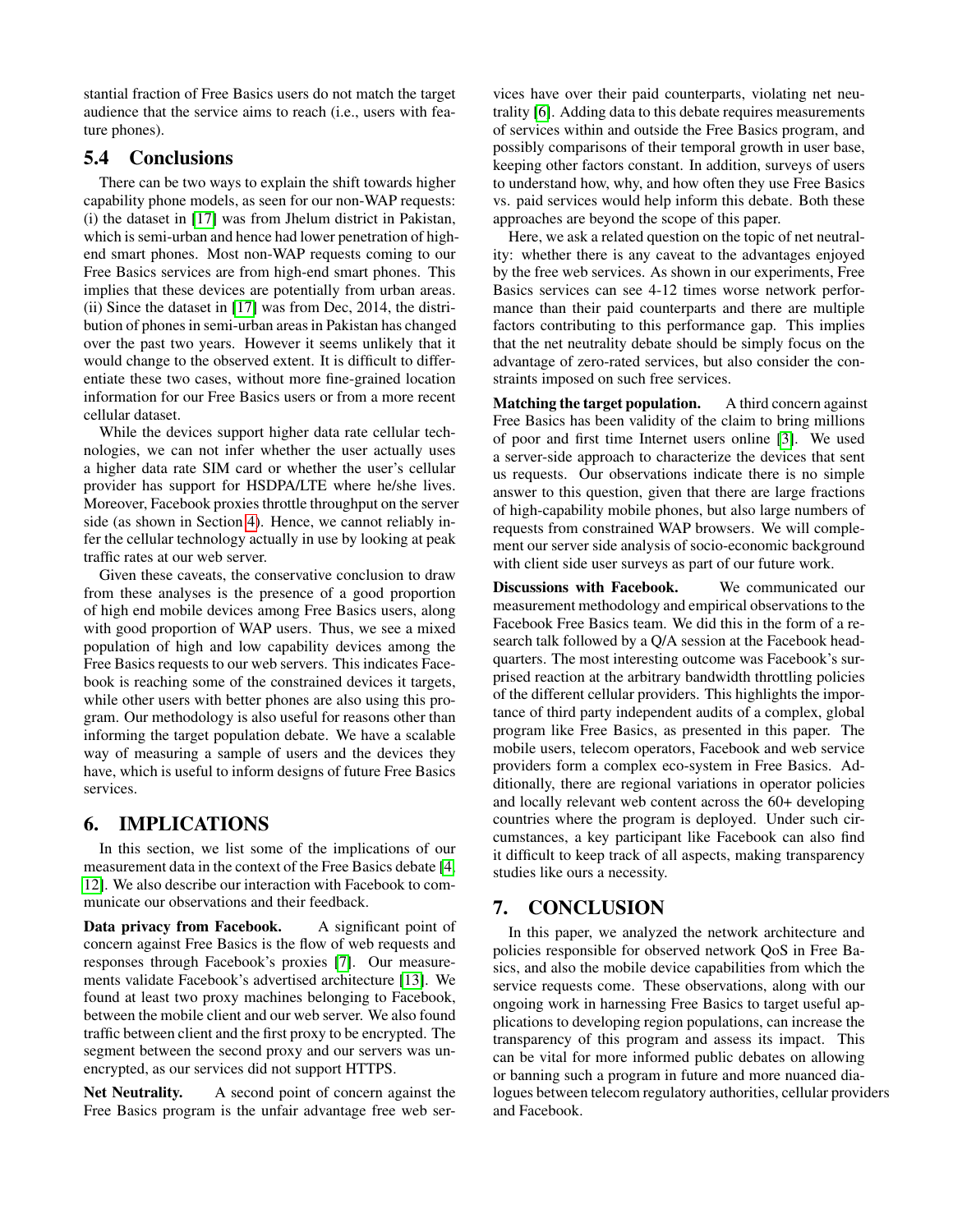stantial fraction of Free Basics users do not match the target audience that the service aims to reach (i.e., users with feature phones).

### 5.4 Conclusions

There can be two ways to explain the shift towards higher capability phone models, as seen for our non-WAP requests: (i) the dataset in [17] was from Jhelum district in Pakistan, which is semi-urban and hence had lower penetration of high-end smart phones. Most non-WAP requests coming to our Free Basics services are from high-end smart phones. This implies that these devices are potentially from urban areas. (ii) Since the dataset in [17] was from Dec, 2014, the distribution of phones in semi-urban areas in Pakistan has changed over the past two years. However it seems unlikely that it would change to the observed extent. It is difficult to differentiate these two cases, without more fine-grained location information for our Free Basics users or from a more recent cellular dataset.

While the devices support higher data rate cellular technologies, we can not infer whether the user actually uses a higher data rate SIM card or whether the user's cellular provider has support for HSDPA/LTE where he/she lives. Moreover, Facebook proxies throttle throughput on the server side (as shown in Section 4). Hence, we cannot reliably infer the cellular technology actually in use by looking at peak traffic rates at our web server.

Given these caveats, the conservative conclusion to draw from these analyses is the presence of a good proportion of high end mobile devices among Free Basics users, along with good proportion of WAP users. Thus, we see a mixed population of high and low capability devices among the Free Basics requests to our web servers. This indicates Facebook is reaching some of the constrained devices it targets, while other users with better phones are also using this program. Our methodology is also useful for reasons other than informing the target population debate. We have a scalable way of measuring a sample of users and the devices they have, which is useful to inform designs of future Free Basics services.

## 6. IMPLICATIONS

In this section, we list some of the implications of our measurement data in the context of the Free Basics debate [4, 12]. We also describe our interaction with Facebook to communicate our observations and their feedback.

**Data privacy from Facebook.** A significant point of concern against Free Basics is the flow of web requests and responses through Facebook's proxies [7]. Our measurements validate Facebook's advertised architecture [13]. We found at least two proxy machines belonging to Facebook, between the mobile client and our web server. We also found traffic between client and the first proxy to be encrypted. The segment between the second proxy and our servers was unencrypted, as our services did not support HTTPS.

**Net Neutrality.** A second point of concern against the Free Basics program is the unfair advantage free web services have over their paid counterparts, violating net neutrality [6]. Adding data to this debate requires measurements of services within and outside the Free Basics program, and possibly comparisons of their temporal growth in user base, keeping other factors constant. In addition, surveys of users to understand how, why, and how often they use Free Basics vs. paid services would help inform this debate. Both these approaches are beyond the scope of this paper.

Here, we ask a related question on the topic of net neutrality: whether there is any caveat to the advantages enjoyed by the free web services. As shown in our experiments, Free Basics services can see 4-12 times worse network performance than their paid counterparts and there are multiple factors contributing to this performance gap. This implies that the net neutrality debate should be simply focus on the advantage of zero-rated services, but also consider the constraints imposed on such free services.

**Matching the target population.** A third concern against Free Basics has been validity of the claim to bring millions of poor and first time Internet users online [3]. We used a server-side approach to characterize the devices that sent us requests. Our observations indicate there is no simple answer to this question, given that there are large fractions of high-capability mobile phones, but also large numbers of requests from constrained WAP browsers. We will complement our server side analysis of socio-economic background with client side user surveys as part of our future work.

**Discussions with Facebook.** We communicated our measurement methodology and empirical observations to the Facebook Free Basics team. We did this in the form of a research talk followed by a Q/A session at the Facebook headquarters. The most interesting outcome was Facebook's surprised reaction at the arbitrary bandwidth throttling policies of the different cellular providers. This highlights the importance of third party independent audits of a complex, global program like Free Basics, as presented in this paper. The mobile users, telecom operators, Facebook and web service providers form a complex eco-system in Free Basics. Additionally, there are regional variations in operator policies and locally relevant web content across the 60+ developing countries where the program is deployed. Under such circumstances, a key participant like Facebook can also find it difficult to keep track of all aspects, making transparency studies like ours a necessity.

## 7. CONCLUSION

In this paper, we analyzed the network architecture and policies responsible for observed network QoS in Free Basics, and also the mobile device capabilities from which the service requests come. These observations, along with our ongoing work in harnessing Free Basics to target useful applications to developing region populations, can increase the transparency of this program and assess its impact. This can be vital for more informed public debates on allowing or banning such a program in future and more nuanced dialogues between telecom regulatory authorities, cellular providers and Facebook.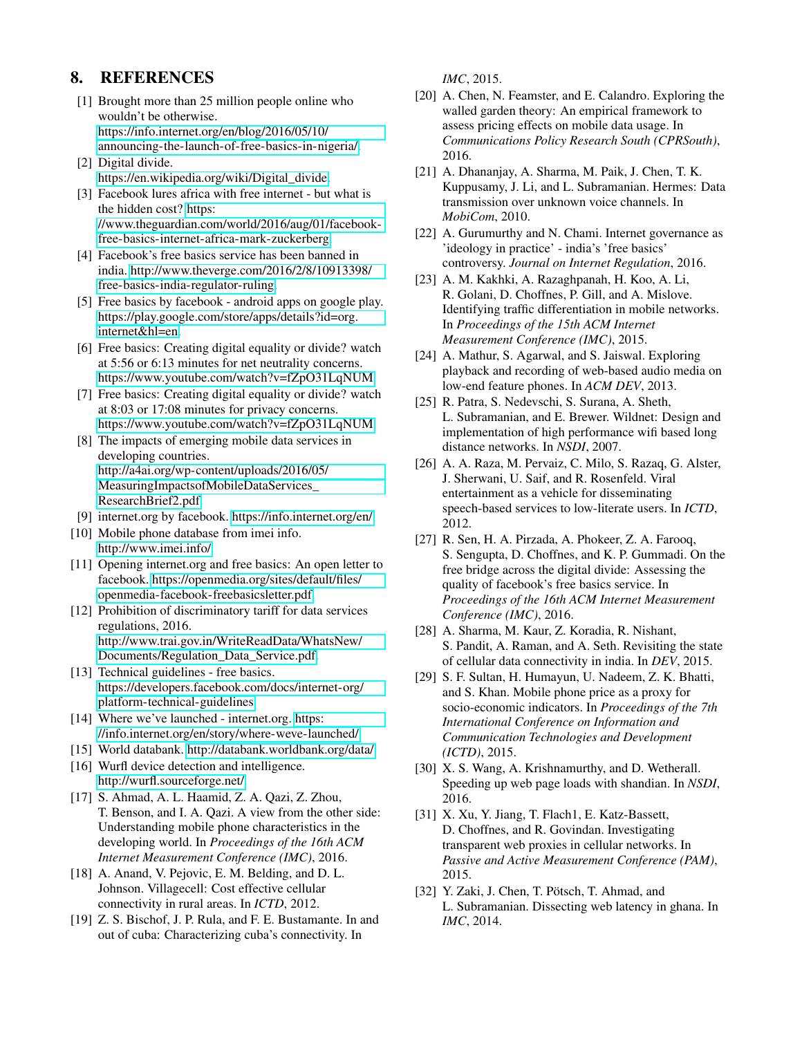## 8. REFERENCES

[1] Brought more than 25 million people online who wouldn't be otherwise. https://info.internet.org/en/blog/2016/05/10/announcing-the-launch-of-free-basics-in-nigeria/.

[2] Digital divide. https://en.wikipedia.org/wiki/Digital_divide.

[3] Facebook lures africa with free internet - but what is the hidden cost? https://www.theguardian.com/world/2016/aug/01/facebook-free-basics-internet-africa-mark-zuckerberg.

[4] Facebook's free basics service has been banned in india. http://www.theverge.com/2016/2/8/10913398/free-basics-india-regulator-ruling.

[5] Free basics by facebook - android apps on google play. https://play.google.com/store/apps/details?id=org.internet&hl=en.

[6] Free basics: Creating digital equality or divide? watch at 5:56 or 6:13 minutes for net neutrality concerns. https://www.youtube.com/watch?v=fZpO31LqNUM.

[7] Free basics: Creating digital equality or divide? watch at 8:03 or 17:08 minutes for privacy concerns. https://www.youtube.com/watch?v=fZpO31LqNUM.

[8] The impacts of emerging mobile data services in developing countries. http://a4ai.org/wp-content/uploads/2016/05/MeasuringImpactsofMobileDataServices_ResearchBrief2.pdf.

[9] internet.org by facebook. https://info.internet.org/en/.

[10] Mobile phone database from imei info. http://www.imei.info/.

[11] Opening internet.org and free basics: An open letter to facebook. https://openmedia.org/sites/default/files/openmedia-facebook-freebasicsletter.pdf.

[12] Prohibition of discriminatory tariff for data services regulations, 2016. http://www.trai.gov.in/WriteReadData/WhatsNew/Documents/Regulation_Data_Service.pdf.

[13] Technical guidelines - free basics. https://developers.facebook.com/docs/internet-org/platform-technical-guidelines.

[14] Where we've launched - internet.org. https://info.internet.org/en/story/where-weve-launched/.

[15] World databank. http://databank.worldbank.org/data/.

[16] Wurfl device detection and intelligence. http://wurfl.sourceforge.net/.

[17] S. Ahmad, A. L. Haamid, Z. A. Qazi, Z. Zhou, T. Benson, and I. A. Qazi. A view from the other side: Understanding mobile phone characteristics in the developing world. In *Proceedings of the 16th ACM Internet Measurement Conference (IMC)*, 2016.

[18] A. Anand, V. Pejovic, E. M. Belding, and D. L. Johnson. Villagecell: Cost effective cellular connectivity in rural areas. In *ICTD*, 2012.

[19] Z. S. Bischof, J. P. Rula, and F. E. Bustamante. In and out of cuba: Characterizing cuba's connectivity. In *IMC*, 2015.

[20] A. Chen, N. Feamster, and E. Calandro. Exploring the walled garden theory: An empirical framework to assess pricing effects on mobile data usage. In *Communications Policy Research South (CPRSouth)*, 2016.

[21] A. Dhananjay, A. Sharma, M. Paik, J. Chen, T. K. Kuppusamy, J. Li, and L. Subramanian. Hermes: Data transmission over unknown voice channels. In *MobiCom*, 2010.

[22] A. Gurumurthy and N. Chami. Internet governance as 'ideology in practice' - india's 'free basics' controversy. *Journal on Internet Regulation*, 2016.

[23] A. M. Kakhki, A. Razaghpanah, H. Koo, A. Li, R. Golani, D. Choffnes, P. Gill, and A. Mislove. Identifying traffic differentiation in mobile networks. In *Proceedings of the 15th ACM Internet Measurement Conference (IMC)*, 2015.

[24] A. Mathur, S. Agarwal, and S. Jaiswal. Exploring playback and recording of web-based audio media on low-end feature phones. In *ACM DEV*, 2013.

[25] R. Patra, S. Nedevschi, S. Surana, A. Sheth, L. Subramanian, and E. Brewer. Wildnet: Design and implementation of high performance wifi based long distance networks. In *NSDI*, 2007.

[26] A. A. Raza, M. Pervaiz, C. Milo, S. Razaq, G. Alster, J. Sherwani, U. Saif, and R. Rosenfeld. Viral entertainment as a vehicle for disseminating speech-based services to low-literate users. In *ICTD*, 2012.

[27] R. Sen, H. A. Pirzada, A. Phokeer, Z. A. Farooq, S. Sengupta, D. Choffnes, and K. P. Gummadi. On the free bridge across the digital divide: Assessing the quality of facebook's free basics service. In *Proceedings of the 16th ACM Internet Measurement Conference (IMC)*, 2016.

[28] A. Sharma, M. Kaur, Z. Koradia, R. Nishant, S. Pandit, A. Raman, and A. Seth. Revisiting the state of cellular data connectivity in india. In *DEV*, 2015.

[29] S. F. Sultan, H. Humayun, U. Nadeem, Z. K. Bhatti, and S. Khan. Mobile phone price as a proxy for socio-economic indicators. In *Proceedings of the 7th International Conference on Information and Communication Technologies and Development (ICTD)*, 2015.

[30] X. S. Wang, A. Krishnamurthy, and D. Wetherall. Speeding up web page loads with shandian. In *NSDI*, 2016.

[31] X. Xu, Y. Jiang, T. Flach1, E. Katz-Bassett, D. Choffnes, and R. Govindan. Investigating transparent web proxies in cellular networks. In *Passive and Active Measurement Conference (PAM)*, 2015.

[32] Y. Zaki, J. Chen, T. Pötsch, T. Ahmad, and L. Subramanian. Dissecting web latency in ghana. In *IMC*, 2014.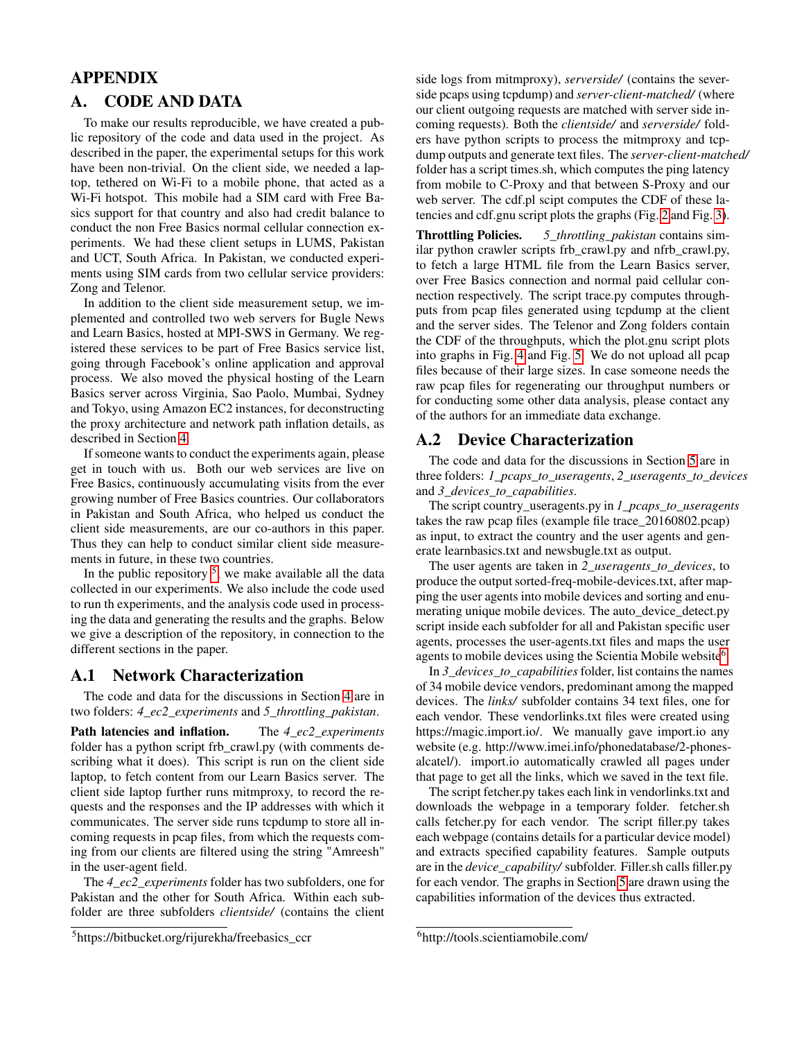# APPENDIX

## A. CODE AND DATA

To make our results reproducible, we have created a public repository of the code and data used in the project. As described in the paper, the experimental setups for this work have been non-trivial. On the client side, we needed a laptop, tethered on Wi-Fi to a mobile phone, that acted as a Wi-Fi hotspot. This mobile had a SIM card with Free Basics support for that country and also had credit balance to conduct the non Free Basics normal cellular connection experiments. We had these client setups in LUMS, Pakistan and UCT, South Africa. In Pakistan, we conducted experiments using SIM cards from two cellular service providers: Zong and Telenor.

In addition to the client side measurement setup, we implemented and controlled two web servers for Bugle News and Learn Basics, hosted at MPI-SWS in Germany. We registered these services to be part of Free Basics service list, going through Facebook's online application and approval process. We also moved the physical hosting of the Learn Basics server across Virginia, Sao Paolo, Mumbai, Sydney and Tokyo, using Amazon EC2 instances, for deconstructing the proxy architecture and network path inflation details, as described in Section 4.

If someone wants to conduct the experiments again, please get in touch with us. Both our web services are live on Free Basics, continuously accumulating visits from the ever growing number of Free Basics countries. Our collaborators in Pakistan and South Africa, who helped us conduct the client side measurements, are our co-authors in this paper. Thus they can help to conduct similar client side measurements in future, in these two countries.

In the public repository [5], we make available all the data collected in our experiments. We also include the code used to run th experiments, and the analysis code used in processing the data and generating the results and the graphs. Below we give a description of the repository, in connection to the different sections in the paper.

### A.1 Network Characterization

The code and data for the discussions in Section 4 are in two folders: *4_ec2_experiments* and *5_throttling_pakistan*.

**Path latencies and inflation.** The *4_ec2_experiments* folder has a python script frb_crawl.py (with comments describing what it does). This script is run on the client side laptop, to fetch content from our Learn Basics server. The client side laptop further runs mitmproxy, to record the requests and the responses and the IP addresses with which it communicates. The server side runs tcpdump to store all incoming requests in pcap files, from which the requests coming from our clients are filtered using the string "Amreesh" in the user-agent field.

The *4_ec2_experiments* folder has two subfolders, one for Pakistan and the other for South Africa. Within each subfolder are three subfolders *clientside/* (contains the client side logs from mitmproxy), *serverside/* (contains the severside pcaps using tcpdump) and *server-client-matched/* (where our client outgoing requests are matched with server side incoming requests). Both the *clientside/* and *serverside/* folders have python scripts to process the mitmproxy and tcpdump outputs and generate text files. The *server-client-matched/* folder has a script times.sh, which computes the ping latency from mobile to C-Proxy and that between S-Proxy and our web server. The cdf.pl scipt computes the CDF of these latencies and cdf.gnu script plots the graphs (Fig. 2 and Fig. 3).

**Throttling Policies.** *5_throttling_pakistan* contains similar python crawler scripts frb_crawl.py and nfrb_crawl.py, to fetch a large HTML file from the Learn Basics server, over Free Basics connection and normal paid cellular connection respectively. The script trace.py computes throughputs from pcap files generated using tcpdump at the client and the server sides. The Telenor and Zong folders contain the CDF of the throughputs, which the plot.gnu script plots into graphs in Fig. 4 and Fig. 5. We do not upload all pcap files because of their large sizes. In case someone needs the raw pcap files for regenerating our throughput numbers or for conducting some other data analysis, please contact any of the authors for an immediate data exchange.

### A.2 Device Characterization

The code and data for the discussions in Section 5 are in three folders: *1_pcaps_to_useragents*, *2_useragents_to_devices* and *3_devices_to_capabilities*.

The script country_useragents.py in *1_pcaps_to_useragents* takes the raw pcap files (example file trace_20160802.pcap) as input, to extract the country and the user agents and generate learnbasics.txt and newsbugle.txt as output.

The user agents are taken in *2_useragents_to_devices*, to produce the output sorted-freq-mobile-devices.txt, after mapping the user agents into mobile devices and sorting and enumerating unique mobile devices. The auto_device_detect.py script inside each subfolder for all and Pakistan specific user agents, processes the user-agents.txt files and maps the user agents to mobile devices using the Scientia Mobile website[6].

In *3_devices_to_capabilities* folder, list contains the names of 34 mobile device vendors, predominant among the mapped devices. The *links/* subfolder contains 34 text files, one for each vendor. These vendorlinks.txt files were created using https://magic.import.io/. We manually gave import.io any website (e.g. http://www.imei.info/phonedatabase/2-phones-alcatel/). import.io automatically crawled all pages under that page to get all the links, which we saved in the text file.

The script fetcher.py takes each link in vendorlinks.txt and downloads the webpage in a temporary folder. fetcher.sh calls fetcher.py for each vendor. The script filler.py takes each webpage (contains details for a particular device model) and extracts specified capability features. Sample outputs are in the *device_capability/* subfolder. Filler.sh calls filler.py for each vendor. The graphs in Section 5 are drawn using the capabilities information of the devices thus extracted.

[5] https://bitbucket.org/rijurekha/freebasics_ccr

[6] http://tools.scientiamobile.com/